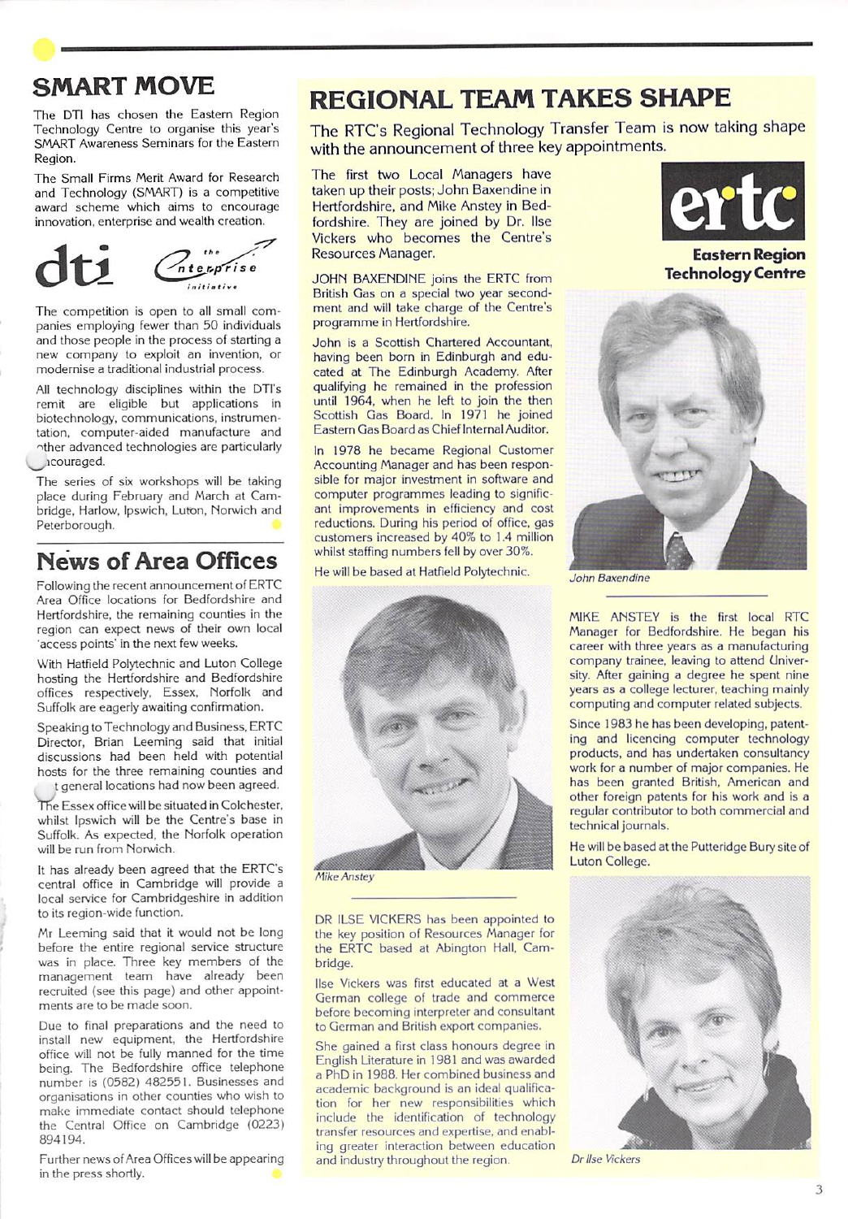## SMART MOVE

The DTI has chosen the Eastern Region Technology Centre to organise this year's SMART Awareness Seminars for the Eastern Region.

The Small Firms Merit Award for Research and Technology (SMART) is a competitive award scheme which aims to encourage innovation, enterprise and wealth creation.

dti — the enterprise initiative

The competition is open to all small companies employing fewer than 50 individuals and those people in the process of starting a new company to exploit an invention, or modernise a traditional industrial process.

All technology disciplines within the DTI's remit are eligible but applications in biotechnology, communications, instrumentation, computer-aided manufacture and other advanced technologies are particularly encouraged.

The series of six workshops will be taking place during February and March at Cambridge, Harlow, Ipswich, Luton, Norwich and Peterborough.

## News of Area Offices

Following the recent announcement of ERTC Area Office locations for Bedfordshire and Hertfordshire, the remaining counties in the region can expect news of their own local 'access points' in the next few weeks.

With Hatfield Polytechnic and Luton College hosting the Hertfordshire and Bedfordshire offices respectively, Essex, Norfolk and Suffolk are eagerly awaiting confirmation.

Speaking to Technology and Business, ERTC Director, Brian Leeming said that initial discussions had been held with potential hosts for the three remaining counties and that general locations had now been agreed.

The Essex office will be situated in Colchester, whilst Ipswich will be the Centre's base in Suffolk. As expected, the Norfolk operation will be run from Norwich.

It has already been agreed that the ERTC's central office in Cambridge will provide a local service for Cambridgeshire in addition to its region-wide function.

Mr Leeming said that it would not be long before the entire regional service structure was in place. Three key members of the management team have already been recruited (see this page) and other appointments are to be made soon.

Due to final preparations and the need to install new equipment, the Hertfordshire office will not be fully manned for the time being. The Bedfordshire office telephone number is (0582) 482551. Businesses and organisations in other counties who wish to make immediate contact should telephone the Central Office on Cambridge (0223) 894194.

Further news of Area Offices will be appearing in the press shortly.

## REGIONAL TEAM TAKES SHAPE

The RTC's Regional Technology Transfer Team is now taking shape with the announcement of three key appointments.

The first two Local Managers have taken up their posts; John Baxendine in Hertfordshire, and Mike Anstey in Bedfordshire. They are joined by Dr. Ilse Vickers who becomes the Centre's Resources Manager.

ertc — Eastern Region Technology Centre

JOHN BAXENDINE joins the ERTC from British Gas on a special two year secondment and will take charge of the Centre's programme in Hertfordshire.

John is a Scottish Chartered Accountant, having been born in Edinburgh and educated at The Edinburgh Academy. After qualifying he remained in the profession until 1964, when he left to join the then Scottish Gas Board. In 1971 he joined Eastern Gas Board as Chief Internal Auditor.

In 1978 he became Regional Customer Accounting Manager and has been responsible for major investment in software and computer programmes leading to significant improvements in efficiency and cost reductions. During his period of office, gas customers increased by 40% to 1.4 million whilst staffing numbers fell by over 30%.

He will be based at Hatfield Polytechnic.

*John Baxendine*

*Mike Anstey*

MIKE ANSTEY is the first local RTC Manager for Bedfordshire. He began his career with three years as a manufacturing company trainee, leaving to attend University. After gaining a degree he spent nine years as a college lecturer, teaching mainly computing and computer related subjects.

Since 1983 he has been developing, patenting and licencing computer technology products, and has undertaken consultancy work for a number of major companies. He has been granted British, American and other foreign patents for his work and is a regular contributor to both commercial and technical journals.

He will be based at the Putteridge Bury site of Luton College.

DR ILSE VICKERS has been appointed to the key position of Resources Manager for the ERTC based at Abington Hall, Cambridge.

Ilse Vickers was first educated at a West German college of trade and commerce before becoming interpreter and consultant to German and British export companies.

She gained a first class honours degree in English Literature in 1981 and was awarded a PhD in 1988. Her combined business and academic background is an ideal qualification for her new responsibilities which include the identification of technology transfer resources and expertise, and enabling greater interaction between education and industry throughout the region.

*Dr Ilse Vickers*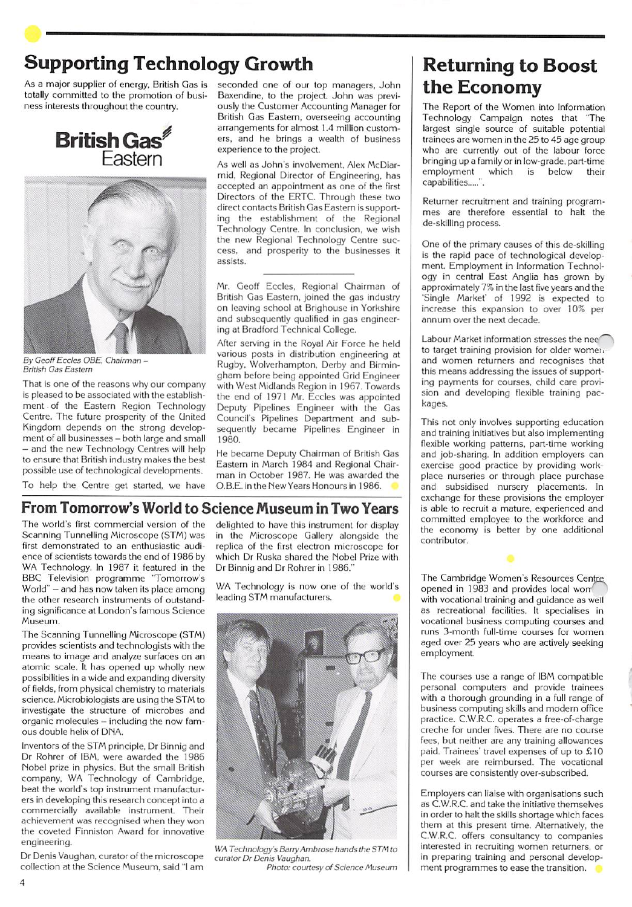## Supporting Technology Growth

As a major supplier of energy, British Gas is totally committed to the promotion of business interests throughout the country.

British Gas Eastern

*By Geoff Eccles OBE, Chairman – British Gas Eastern*

That is one of the reasons why our company is pleased to be associated with the establishment of the Eastern Region Technology Centre. The future prosperity of the United Kingdom depends on the strong development of all businesses – both large and small – and the new Technology Centres will help to ensure that British industry makes the best possible use of technological developments.

To help the Centre get started, we have seconded one of our top managers, John Baxendine, to the project. John was previously the Customer Accounting Manager for British Gas Eastern, overseeing accounting arrangements for almost 1.4 million customers, and he brings a wealth of business experience to the project.

As well as John's involvement, Alex McDiarmid, Regional Director of Engineering, has accepted an appointment as one of the first Directors of the ERTC. Through these two direct contacts British Gas Eastern is supporting the establishment of the Regional Technology Centre. In conclusion, we wish the new Regional Technology Centre success, and prosperity to the businesses it assists.

---

Mr. Geoff Eccles, Regional Chairman of British Gas Eastern, joined the gas industry on leaving school at Brighouse in Yorkshire and subsequently qualified in gas engineering at Bradford Technical College.

After serving in the Royal Air Force he held various posts in distribution engineering at Rugby, Wolverhampton, Derby and Birmingham before being appointed Grid Engineer with West Midlands Region in 1967. Towards the end of 1971 Mr. Eccles was appointed Deputy Pipelines Engineer with the Gas Council's Pipelines Department and subsequently became Pipelines Engineer in 1980.

He became Deputy Chairman of British Gas Eastern in March 1984 and Regional Chairman in October 1987. He was awarded the O.B.E. in the New Years Honours in 1986.

## From Tomorrow's World to Science Museum in Two Years

The world's first commercial version of the Scanning Tunnelling Microscope (STM) was first demonstrated to an enthusiastic audience of scientists towards the end of 1986 by WA Technology. In 1987 it featured in the BBC Television programme "Tomorrow's World" – and has now taken its place among the other research instruments of outstanding significance at London's famous Science Museum.

The Scanning Tunnelling Microscope (STM) provides scientists and technologists with the means to image and analyze surfaces on an atomic scale. It has opened up wholly new possibilities in a wide and expanding diversity of fields, from physical chemistry to materials science. Microbiologists are using the STM to investigate the structure of microbes and organic molecules – including the now famous double helix of DNA.

Inventors of the STM principle, Dr Binnig and Dr Rohrer of IBM, were awarded the 1986 Nobel prize in physics. But the small British company, WA Technology of Cambridge, beat the world's top instrument manufacturers in developing this research concept into a commercially available instrument. Their achievement was recognised when they won the coveted Finniston Award for innovative engineering.

Dr Denis Vaughan, curator of the microscope collection at the Science Museum, said "I am delighted to have this instrument for display in the Microscope Gallery alongside the replica of the first electron microscope for which Dr Ruska shared the Nobel Prize with Dr Binnig and Dr Rohrer in 1986."

WA Technology is now one of the world's leading STM manufacturers.

*WA Technology's Barry Ambrose hands the STM to curator Dr Denis Vaughan.*
*Photo: courtesy of Science Museum*

## Returning to Boost the Economy

The Report of the Women into Information Technology Campaign notes that "The largest single source of suitable potential trainees are women in the 25 to 45 age group who are currently out of the labour force bringing up a family or in low-grade, part-time employment which is below their capabilities.....".

Returner recruitment and training programmes are therefore essential to halt the de-skilling process.

One of the primary causes of this de-skilling is the rapid pace of technological development. Employment in Information Technology in central East Anglia has grown by approximately 7% in the last five years and the 'Single Market' of 1992 is expected to increase this expansion to over 10% per annum over the next decade.

Labour Market information stresses the need to target training provision for older women and women returners and recognises that this means addressing the issues of supporting payments for courses, child care provision and developing flexible training packages.

This not only involves supporting education and training initiatives but also implementing flexible working patterns, part-time working and job-sharing. In addition employers can exercise good practice by providing workplace nurseries or through place purchase and subsidised nursery placements. In exchange for these provisions the employer is able to recruit a mature, experienced and committed employee to the workforce and the economy is better by one additional contributor.

The Cambridge Women's Resources Centre opened in 1983 and provides local women with vocational training and guidance as well as recreational facilities. It specialises in vocational business computing courses and runs 3-month full-time courses for women aged over 25 years who are actively seeking employment.

The courses use a range of IBM compatible personal computers and provide trainees with a thorough grounding in a full range of business computing skills and modern office practice. C.W.R.C. operates a free-of-charge creche for under fives. There are no course fees, but neither are any training allowances paid. Trainees' travel expenses of up to £10 per week are reimbursed. The vocational courses are consistently over-subscribed.

Employers can liaise with organisations such as C.W.R.C. and take the initiative themselves in order to halt the skills shortage which faces them at this present time. Alternatively, the C.W.R.C. offers consultancy to companies interested in recruiting women returners, or in preparing training and personal development programmes to ease the transition.